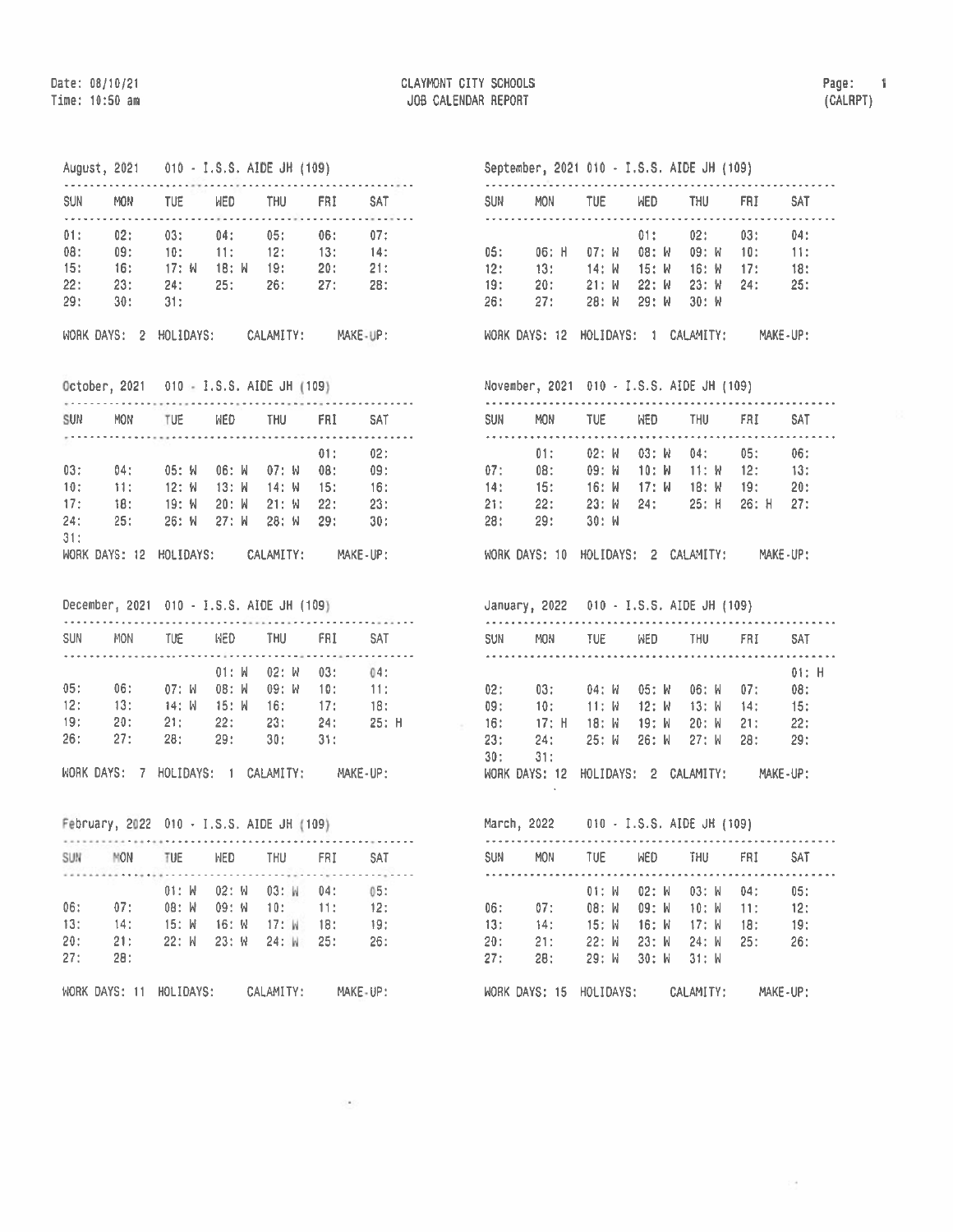Date: 08/10/21
Time: 10:50 am

# CLAYMONT CITY SCHOOLS
## JOB CALENDAR REPORT

Page: 1
(CALRPT)

### August, 2021 010 - I.S.S. AIDE JH (109)

| SUN | MON | TUE | WED | THU | FRI | SAT |
|---|---|---|---|---|---|---|
| 01: | 02: | 03: | 04: | 05: | 06: | 07: |
| 08: | 09: | 10: | 11: | 12: | 13: | 14: |
| 15: | 16: | 17: W | 18: W | 19: | 20: | 21: |
| 22: | 23: | 24: | 25: | 26: | 27: | 28: |
| 29: | 30: | 31: | | | | |

WORK DAYS: 2 HOLIDAYS: CALAMITY: MAKE-UP:

### September, 2021 010 - I.S.S. AIDE JH (109)

| SUN | MON | TUE | WED | THU | FRI | SAT |
|---|---|---|---|---|---|---|
| | | | 01: | 02: | 03: | 04: |
| 05: | 06: H | 07: W | 08: W | 09: W | 10: | 11: |
| 12: | 13: | 14: W | 15: W | 16: W | 17: | 18: |
| 19: | 20: | 21: W | 22: W | 23: W | 24: | 25: |
| 26: | 27: | 28: W | 29: W | 30: W | | |

WORK DAYS: 12 HOLIDAYS: 1 CALAMITY: MAKE-UP:

### October, 2021 010 - I.S.S. AIDE JH (109)

| SUN | MON | TUE | WED | THU | FRI | SAT |
|---|---|---|---|---|---|---|
| | | | | | 01: | 02: |
| 03: | 04: | 05: W | 06: W | 07: W | 08: | 09: |
| 10: | 11: | 12: W | 13: W | 14: W | 15: | 16: |
| 17: | 18: | 19: W | 20: W | 21: W | 22: | 23: |
| 24: | 25: | 26: W | 27: W | 28: W | 29: | 30: |
| 31: | | | | | | |

WORK DAYS: 12 HOLIDAYS: CALAMITY: MAKE-UP:

### November, 2021 010 - I.S.S. AIDE JH (109)

| SUN | MON | TUE | WED | THU | FRI | SAT |
|---|---|---|---|---|---|---|
| | 01: | 02: W | 03: W | 04: | 05: | 06: |
| 07: | 08: | 09: W | 10: W | 11: W | 12: | 13: |
| 14: | 15: | 16: W | 17: W | 18: W | 19: | 20: |
| 21: | 22: | 23: W | 24: | 25: H | 26: H | 27: |
| 28: | 29: | 30: W | | | | |

WORK DAYS: 10 HOLIDAYS: 2 CALAMITY: MAKE-UP:

### December, 2021 010 - I.S.S. AIDE JH (109)

| SUN | MON | TUE | WED | THU | FRI | SAT |
|---|---|---|---|---|---|---|
| | | | 01: W | 02: W | 03: | 04: |
| 05: | 06: | 07: W | 08: W | 09: W | 10: | 11: |
| 12: | 13: | 14: W | 15: W | 16: | 17: | 18: |
| 19: | 20: | 21: | 22: | 23: | 24: | 25: H |
| 26: | 27: | 28: | 29: | 30: | 31: | |

WORK DAYS: 7 HOLIDAYS: 1 CALAMITY: MAKE-UP:

### January, 2022 010 - I.S.S. AIDE JH (109)

| SUN | MON | TUE | WED | THU | FRI | SAT |
|---|---|---|---|---|---|---|
| | | | | | | 01: H |
| 02: | 03: | 04: W | 05: W | 06: W | 07: | 08: |
| 09: | 10: | 11: W | 12: W | 13: W | 14: | 15: |
| 16: | 17: H | 18: W | 19: W | 20: W | 21: | 22: |
| 23: | 24: | 25: W | 26: W | 27: W | 28: | 29: |
| 30: | 31: | | | | | |

WORK DAYS: 12 HOLIDAYS: 2 CALAMITY: MAKE-UP:

### February, 2022 010 - I.S.S. AIDE JH (109)

| SUN | MON | TUE | WED | THU | FRI | SAT |
|---|---|---|---|---|---|---|
| | | 01: W | 02: W | 03: W | 04: | 05: |
| 06: | 07: | 08: W | 09: W | 10: | 11: | 12: |
| 13: | 14: | 15: W | 16: W | 17: W | 18: | 19: |
| 20: | 21: | 22: W | 23: W | 24: W | 25: | 26: |
| 27: | 28: | | | | | |

WORK DAYS: 11 HOLIDAYS: CALAMITY: MAKE-UP:

### March, 2022 010 - I.S.S. AIDE JH (109)

| SUN | MON | TUE | WED | THU | FRI | SAT |
|---|---|---|---|---|---|---|
| | | 01: W | 02: W | 03: W | 04: | 05: |
| 06: | 07: | 08: W | 09: W | 10: W | 11: | 12: |
| 13: | 14: | 15: W | 16: W | 17: W | 18: | 19: |
| 20: | 21: | 22: W | 23: W | 24: W | 25: | 26: |
| 27: | 28: | 29: W | 30: W | 31: W | | |

WORK DAYS: 15 HOLIDAYS: CALAMITY: MAKE-UP: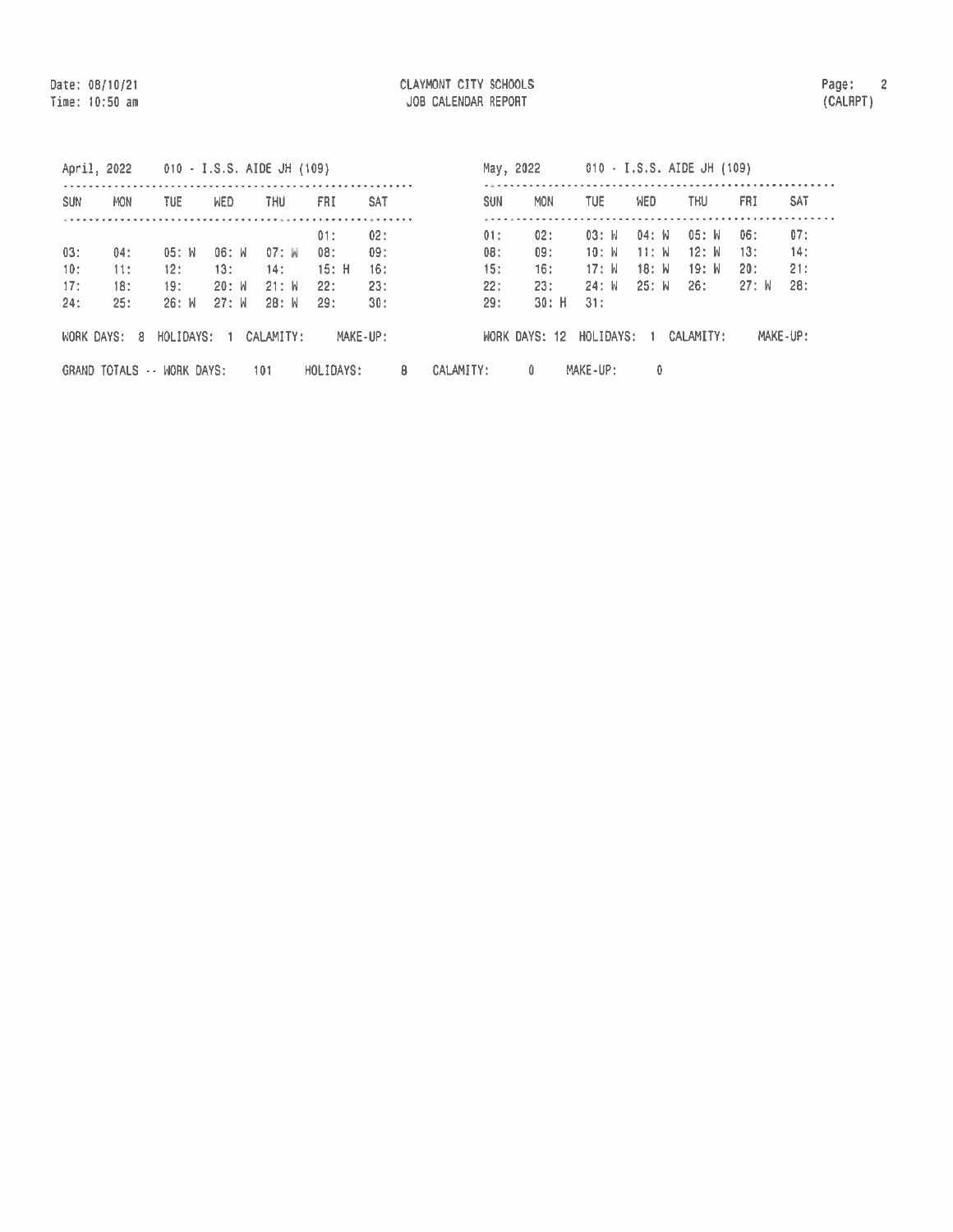CLAYMONT CITY SCHOOLS
JOB CALENDAR REPORT

Date: 08/10/21
Time: 10:50 am

Page: 2
(CALRPT)

**April, 2022 010 - I.S.S. AIDE JH (109)**

| SUN | MON | TUE | WED | THU | FRI | SAT |
|---|---|---|---|---|---|---|
| | | | | | 01: | 02: |
| 03: | 04: | 05: W | 06: W | 07: W | 08: | 09: |
| 10: | 11: | 12: | 13: | 14: | 15: H | 16: |
| 17: | 18: | 19: | 20: W | 21: W | 22: | 23: |
| 24: | 25: | 26: W | 27: W | 28: W | 29: | 30: |

WORK DAYS: 8 HOLIDAYS: 1 CALAMITY: MAKE-UP:

**May, 2022 010 - I.S.S. AIDE JH (109)**

| SUN | MON | TUE | WED | THU | FRI | SAT |
|---|---|---|---|---|---|---|
| 01: | 02: | 03: W | 04: W | 05: W | 06: | 07: |
| 08: | 09: | 10: W | 11: W | 12: W | 13: | 14: |
| 15: | 16: | 17: W | 18: W | 19: W | 20: | 21: |
| 22: | 23: | 24: W | 25: W | 26: | 27: W | 28: |
| 29: | 30: H | 31: | | | | |

WORK DAYS: 12 HOLIDAYS: 1 CALAMITY: MAKE-UP:

GRAND TOTALS -- WORK DAYS: 101 HOLIDAYS: 8 CALAMITY: 0 MAKE-UP: 0